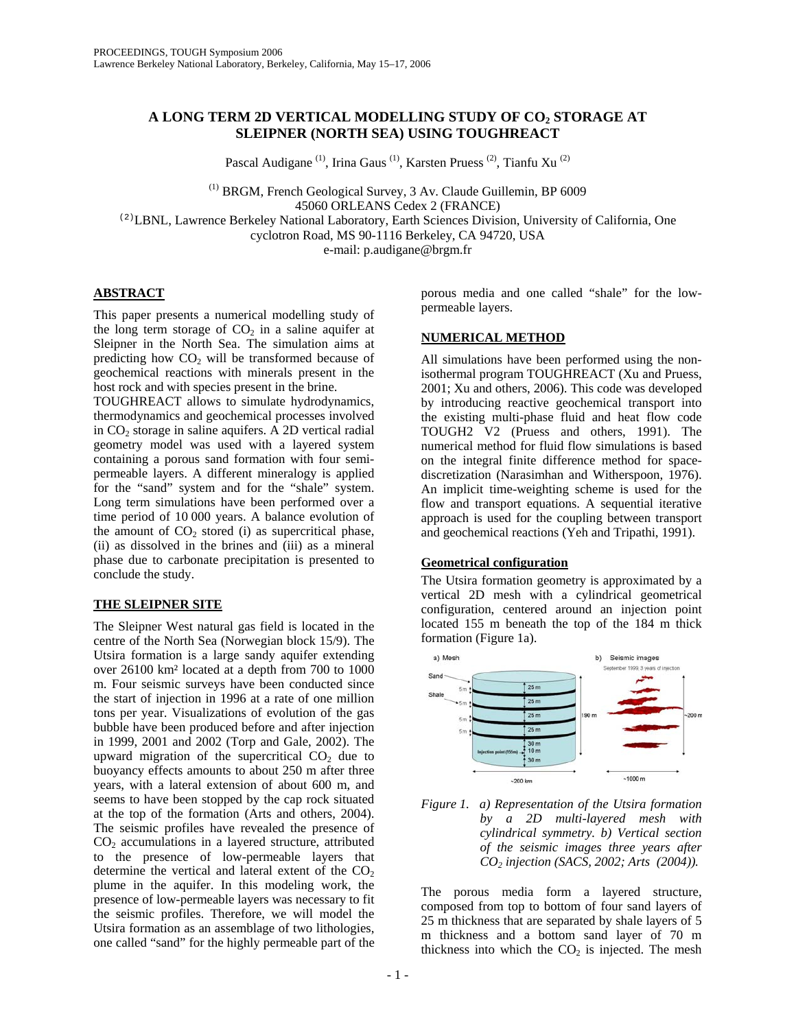# A LONG TERM 2D VERTICAL MODELLING STUDY OF $CO_2$ STORAGE AT SLEIPNER (NORTH SEA) USING TOUGHREACT

Pascal Audigane [(1)], Irina Gaus [(1)], Karsten Pruess [(2)], Tianfu Xu [(2)]

[(1)] BRGM, French Geological Survey, 3 Av. Claude Guillemin, BP 6009
45060 ORLEANS Cedex 2 (FRANCE)
[(2)] LBNL, Lawrence Berkeley National Laboratory, Earth Sciences Division, University of California, One cyclotron Road, MS 90-1116 Berkeley, CA 94720, USA
e-mail: p.audigane@brgm.fr

## ABSTRACT

This paper presents a numerical modelling study of the long term storage of $CO_2$ in a saline aquifer at Sleipner in the North Sea. The simulation aims at predicting how $CO_2$ will be transformed because of geochemical reactions with minerals present in the host rock and with species present in the brine.

TOUGHREACT allows to simulate hydrodynamics, thermodynamics and geochemical processes involved in $CO_2$ storage in saline aquifers. A 2D vertical radial geometry model was used with a layered system containing a porous sand formation with four semi-permeable layers. A different mineralogy is applied for the "sand" system and for the "shale" system. Long term simulations have been performed over a time period of 10 000 years. A balance evolution of the amount of $CO_2$ stored (i) as supercritical phase, (ii) as dissolved in the brines and (iii) as a mineral phase due to carbonate precipitation is presented to conclude the study.

## THE SLEIPNER SITE

The Sleipner West natural gas field is located in the centre of the North Sea (Norwegian block 15/9). The Utsira formation is a large sandy aquifer extending over 26100 km² located at a depth from 700 to 1000 m. Four seismic surveys have been conducted since the start of injection in 1996 at a rate of one million tons per year. Visualizations of evolution of the gas bubble have been produced before and after injection in 1999, 2001 and 2002 (Torp and Gale, 2002). The upward migration of the supercritical $CO_2$ due to buoyancy effects amounts to about 250 m after three years, with a lateral extension of about 600 m, and seems to have been stopped by the cap rock situated at the top of the formation (Arts and others, 2004). The seismic profiles have revealed the presence of $CO_2$ accumulations in a layered structure, attributed to the presence of low-permeable layers that determine the vertical and lateral extent of the $CO_2$ plume in the aquifer. In this modeling work, the presence of low-permeable layers was necessary to fit the seismic profiles. Therefore, we will model the Utsira formation as an assemblage of two lithologies, one called "sand" for the highly permeable part of the porous media and one called "shale" for the low-permeable layers.

## NUMERICAL METHOD

All simulations have been performed using the non-isothermal program TOUGHREACT (Xu and Pruess, 2001; Xu and others, 2006). This code was developed by introducing reactive geochemical transport into the existing multi-phase fluid and heat flow code TOUGH2 V2 (Pruess and others, 1991). The numerical method for fluid flow simulations is based on the integral finite difference method for space-discretization (Narasimhan and Witherspoon, 1976). An implicit time-weighting scheme is used for the flow and transport equations. A sequential iterative approach is used for the coupling between transport and geochemical reactions (Yeh and Tripathi, 1991).

### Geometrical configuration

The Utsira formation geometry is approximated by a vertical 2D mesh with a cylindrical geometrical configuration, centered around an injection point located 155 m beneath the top of the 184 m thick formation (Figure 1a).

*Figure 1. a) Representation of the Utsira formation by a 2D multi-layered mesh with cylindrical symmetry. b) Vertical section of the seismic images three years after $CO_2$ injection (SACS, 2002; Arts (2004)).*

The porous media form a layered structure, composed from top to bottom of four sand layers of 25 m thickness that are separated by shale layers of 5 m thickness and a bottom sand layer of 70 m thickness into which the $CO_2$ is injected. The mesh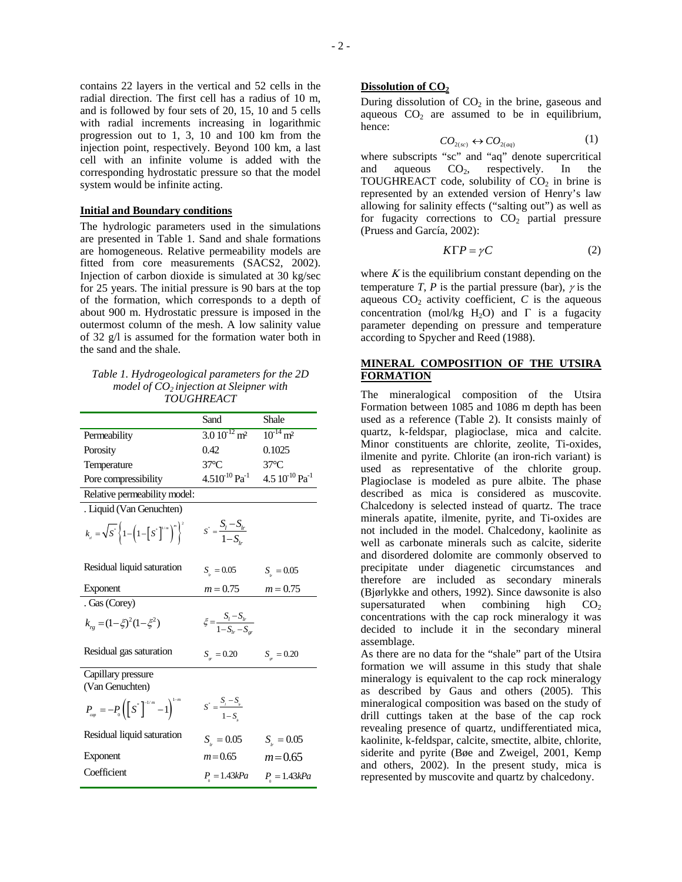contains 22 layers in the vertical and 52 cells in the radial direction. The first cell has a radius of 10 m, and is followed by four sets of 20, 15, 10 and 5 cells with radial increments increasing in logarithmic progression out to 1, 3, 10 and 100 km from the injection point, respectively. Beyond 100 km, a last cell with an infinite volume is added with the corresponding hydrostatic pressure so that the model system would be infinite acting.

## Initial and Boundary conditions

The hydrologic parameters used in the simulations are presented in Table 1. Sand and shale formations are homogeneous. Relative permeability models are fitted from core measurements (SACS2, 2002). Injection of carbon dioxide is simulated at 30 kg/sec for 25 years. The initial pressure is 90 bars at the top of the formation, which corresponds to a depth of about 900 m. Hydrostatic pressure is imposed in the outermost column of the mesh. A low salinity value of 32 g/l is assumed for the formation water both in the sand and the shale.

*Table 1. Hydrogeological parameters for the 2D model of $CO_2$ injection at Sleipner with TOUGHREACT*

| | Sand | Shale |
|---|---|---|
| Permeability | $3.0\ 10^{-12}$ m² | $10^{-14}$ m² |
| Porosity | 0.42 | 0.1025 |
| Temperature | 37°C | 37°C |
| Pore compressibility | $4.5 10^{-10}$ Pa$^{-1}$ | $4.5\ 10^{-10}$ Pa$^{-1}$ |
| Relative permeability model: | | |
| . Liquid (Van Genuchten) | | |
| $k_{rl} = \sqrt{S^*}\left\{1-\left(1-\left[S^*\right]^{1/m}\right)^m\right\}^2$ | $S^* = \dfrac{S_l - S_{lr}}{1-S_{lr}}$ | |
| Residual liquid saturation | $S_{lr} = 0.05$ | $S_{lr} = 0.05$ |
| Exponent | $m = 0.75$ | $m = 0.75$ |
| . Gas (Corey) | | |
| $k_{rg} = (1-\xi)^2(1-\xi^2)$ | $\xi = \dfrac{S_l - S_{lr}}{1-S_{lr}-S_{gr}}$ | |
| Residual gas saturation | $S_{gr} = 0.20$ | $S_{gr} = 0.20$ |
| Capillary pressure (Van Genuchten) | | |
| $P_{cap} = -P_0\left(\left[S^*\right]^{-1/m}-1\right)^{1-m}$ | $S^* = \dfrac{S_l - S_{lr}}{1-S_{lr}}$ | |
| Residual liquid saturation | $S_{lr} = 0.05$ | $S_{lr} = 0.05$ |
| Exponent | $m = 0.65$ | $m = 0.65$ |
| Coefficient | $P_0 = 1.43kPa$ | $P_0 = 1.43kPa$ |

## Dissolution of $CO_2$

During dissolution of $CO_2$ in the brine, gaseous and aqueous $CO_2$ are assumed to be in equilibrium, hence:

$$CO_{2(sc)} \leftrightarrow CO_{2(aq)} \tag{1}$$

where subscripts "sc" and "aq" denote supercritical and aqueous $CO_2$, respectively. In the TOUGHREACT code, solubility of $CO_2$ in brine is represented by an extended version of Henry's law allowing for salinity effects ("salting out") as well as for fugacity corrections to $CO_2$ partial pressure (Pruess and García, 2002):

$$K\Gamma P = \gamma C \tag{2}$$

where $K$ is the equilibrium constant depending on the temperature $T$, $P$ is the partial pressure (bar), $\gamma$ is the aqueous $CO_2$ activity coefficient, $C$ is the aqueous concentration (mol/kg $H_2O$) and $\Gamma$ is a fugacity parameter depending on pressure and temperature according to Spycher and Reed (1988).

## MINERAL COMPOSITION OF THE UTSIRA FORMATION

The mineralogical composition of the Utsira Formation between 1085 and 1086 m depth has been used as a reference (Table 2). It consists mainly of quartz, k-feldspar, plagioclase, mica and calcite. Minor constituents are chlorite, zeolite, Ti-oxides, ilmenite and pyrite. Chlorite (an iron-rich variant) is used as representative of the chlorite group. Plagioclase is modeled as pure albite. The phase described as mica is considered as muscovite. Chalcedony is selected instead of quartz. The trace minerals apatite, ilmenite, pyrite, and Ti-oxides are not included in the model. Chalcedony, kaolinite as well as carbonate minerals such as calcite, siderite and disordered dolomite are commonly observed to precipitate under diagenetic circumstances and therefore are included as secondary minerals (Bjørlykke and others, 1992). Since dawsonite is also supersaturated when combining high $CO_2$ concentrations with the cap rock mineralogy it was decided to include it in the secondary mineral assemblage.

As there are no data for the "shale" part of the Utsira formation we will assume in this study that shale mineralogy is equivalent to the cap rock mineralogy as described by Gaus and others (2005). This mineralogical composition was based on the study of drill cuttings taken at the base of the cap rock revealing presence of quartz, undifferentiated mica, kaolinite, k-feldspar, calcite, smectite, albite, chlorite, siderite and pyrite (Bøe and Zweigel, 2001, Kemp and others, 2002). In the present study, mica is represented by muscovite and quartz by chalcedony.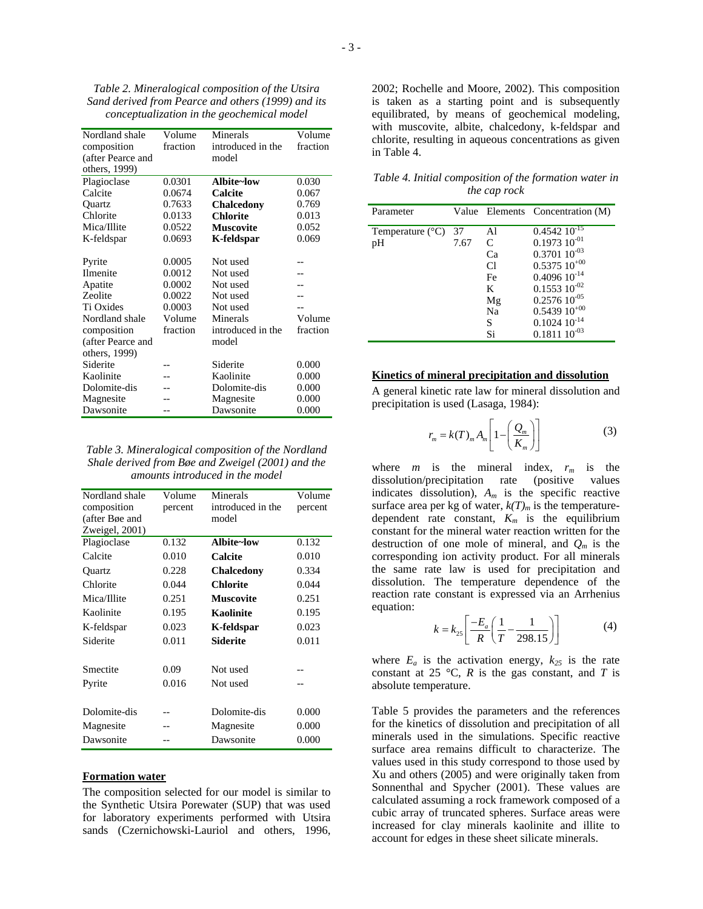*Table 2. Mineralogical composition of the Utsira Sand derived from Pearce and others (1999) and its conceptualization in the geochemical model*

| Nordland shale composition (after Pearce and others, 1999) | Volume fraction | Minerals introduced in the model | Volume fraction |
|---|---|---|---|
| Plagioclase | 0.0301 | **Albite~low** | 0.030 |
| Calcite | 0.0674 | **Calcite** | 0.067 |
| Quartz | 0.7633 | **Chalcedony** | 0.769 |
| Chlorite | 0.0133 | **Chlorite** | 0.013 |
| Mica/Illite | 0.0522 | **Muscovite** | 0.052 |
| K-feldspar | 0.0693 | **K-feldspar** | 0.069 |
| Pyrite | 0.0005 | Not used | -- |
| Ilmenite | 0.0012 | Not used | -- |
| Apatite | 0.0002 | Not used | -- |
| Zeolite | 0.0022 | Not used | -- |
| Ti Oxides | 0.0003 | Not used | -- |
| Nordland shale composition (after Pearce and others, 1999) | Volume fraction | Minerals introduced in the model | Volume fraction |
| Siderite | -- | Siderite | 0.000 |
| Kaolinite | -- | Kaolinite | 0.000 |
| Dolomite-dis | -- | Dolomite-dis | 0.000 |
| Magnesite | -- | Magnesite | 0.000 |
| Dawsonite | -- | Dawsonite | 0.000 |

*Table 3. Mineralogical composition of the Nordland Shale derived from Bøe and Zweigel (2001) and the amounts introduced in the model*

| Nordland shale composition (after Bøe and Zweigel, 2001) | Volume percent | Minerals introduced in the model | Volume percent |
|---|---|---|---|
| Plagioclase | 0.132 | **Albite~low** | 0.132 |
| Calcite | 0.010 | **Calcite** | 0.010 |
| Quartz | 0.228 | **Chalcedony** | 0.334 |
| Chlorite | 0.044 | **Chlorite** | 0.044 |
| Mica/Illite | 0.251 | **Muscovite** | 0.251 |
| Kaolinite | 0.195 | **Kaolinite** | 0.195 |
| K-feldspar | 0.023 | **K-feldspar** | 0.023 |
| Siderite | 0.011 | **Siderite** | 0.011 |
| Smectite | 0.09 | Not used | -- |
| Pyrite | 0.016 | Not used | -- |
| Dolomite-dis | -- | Dolomite-dis | 0.000 |
| Magnesite | -- | Magnesite | 0.000 |
| Dawsonite | -- | Dawsonite | 0.000 |

## Formation water

The composition selected for our model is similar to the Synthetic Utsira Porewater (SUP) that was used for laboratory experiments performed with Utsira sands (Czernichowski-Lauriol and others, 1996, 2002; Rochelle and Moore, 2002). This composition is taken as a starting point and is subsequently equilibrated, by means of geochemical modeling, with muscovite, albite, chalcedony, k-feldspar and chlorite, resulting in aqueous concentrations as given in Table 4.

*Table 4. Initial composition of the formation water in the cap rock*

| Parameter | Value | Elements | Concentration (M) |
|---|---|---|---|
| Temperature (°C) | 37 | Al | $0.4542\ 10^{-15}$ |
| pH | 7.67 | C | $0.1973\ 10^{-01}$ |
| | | Ca | $0.3701\ 10^{-03}$ |
| | | Cl | $0.5375\ 10^{+00}$ |
| | | Fe | $0.4096\ 10^{-14}$ |
| | | K | $0.1553\ 10^{-02}$ |
| | | Mg | $0.2576\ 10^{-05}$ |
| | | Na | $0.5439\ 10^{+00}$ |
| | | S | $0.1024\ 10^{-14}$ |
| | | Si | $0.1811\ 10^{-03}$ |

## Kinetics of mineral precipitation and dissolution

A general kinetic rate law for mineral dissolution and precipitation is used (Lasaga, 1984):

$$r_m = k(T)_m A_m \left[1 - \left(\frac{Q_m}{K_m}\right)\right] \tag{3}$$

where $m$ is the mineral index, $r_m$ is the dissolution/precipitation rate (positive values indicates dissolution), $A_m$ is the specific reactive surface area per kg of water, $k(T)_m$ is the temperature-dependent rate constant, $K_m$ is the equilibrium constant for the mineral water reaction written for the destruction of one mole of mineral, and $Q_m$ is the corresponding ion activity product. For all minerals the same rate law is used for precipitation and dissolution. The temperature dependence of the reaction rate constant is expressed via an Arrhenius equation:

$$k = k_{25}\left[\frac{-E_a}{R}\left(\frac{1}{T} - \frac{1}{298.15}\right)\right] \tag{4}$$

where $E_a$ is the activation energy, $k_{25}$ is the rate constant at 25 °C, $R$ is the gas constant, and $T$ is absolute temperature.

Table 5 provides the parameters and the references for the kinetics of dissolution and precipitation of all minerals used in the simulations. Specific reactive surface area remains difficult to characterize. The values used in this study correspond to those used by Xu and others (2005) and were originally taken from Sonnenthal and Spycher (2001). These values are calculated assuming a rock framework composed of a cubic array of truncated spheres. Surface areas were increased for clay minerals kaolinite and illite to account for edges in these sheet silicate minerals.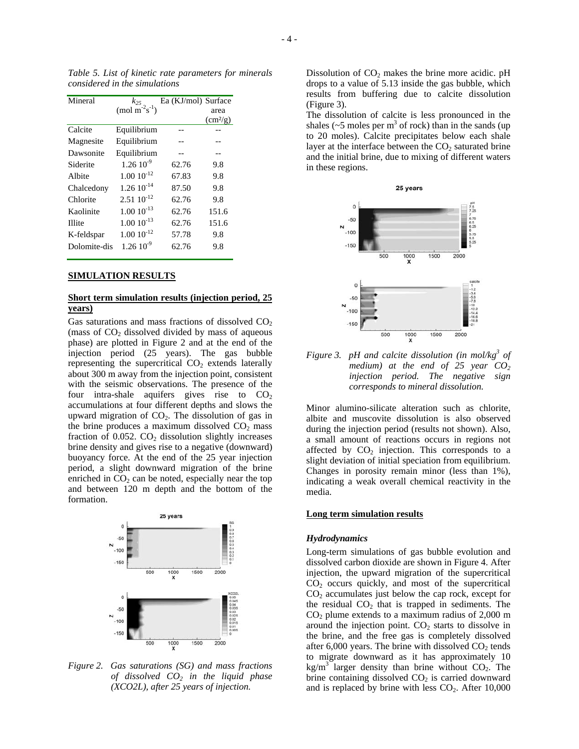*Table 5. List of kinetic rate parameters for minerals considered in the simulations*

| Mineral | $k_{25}$ (mol $m^{-2}s^{-1}$) | Ea (KJ/mol) | Surface area (cm²/g) |
|---|---|---|---|
| Calcite | Equilibrium | -- | -- |
| Magnesite | Equilibrium | -- | -- |
| Dawsonite | Equilibrium | -- | -- |
| Siderite | $1.26\ 10^{-9}$ | 62.76 | 9.8 |
| Albite | $1.00\ 10^{-12}$ | 67.83 | 9.8 |
| Chalcedony | $1.26\ 10^{-14}$ | 87.50 | 9.8 |
| Chlorite | $2.51\ 10^{-12}$ | 62.76 | 9.8 |
| Kaolinite | $1.00\ 10^{-13}$ | 62.76 | 151.6 |
| Illite | $1.00\ 10^{-13}$ | 62.76 | 151.6 |
| K-feldspar | $1.00\ 10^{-12}$ | 57.78 | 9.8 |
| Dolomite-dis | $1.26\ 10^{-9}$ | 62.76 | 9.8 |

## SIMULATION RESULTS

### Short term simulation results (injection period, 25 years)

Gas saturations and mass fractions of dissolved $CO_2$ (mass of $CO_2$ dissolved divided by mass of aqueous phase) are plotted in Figure 2 and at the end of the injection period (25 years). The gas bubble representing the supercritical $CO_2$ extends laterally about 300 m away from the injection point, consistent with the seismic observations. The presence of the four intra-shale aquifers gives rise to $CO_2$ accumulations at four different depths and slows the upward migration of $CO_2$. The dissolution of gas in the brine produces a maximum dissolved $CO_2$ mass fraction of 0.052. $CO_2$ dissolution slightly increases brine density and gives rise to a negative (downward) buoyancy force. At the end of the 25 year injection period, a slight downward migration of the brine enriched in $CO_2$ can be noted, especially near the top and between 120 m depth and the bottom of the formation.

*Figure 2. Gas saturations (SG) and mass fractions of dissolved $CO_2$ in the liquid phase (XCO2L), after 25 years of injection.*

Dissolution of $CO_2$ makes the brine more acidic. pH drops to a value of 5.13 inside the gas bubble, which results from buffering due to calcite dissolution (Figure 3).

The dissolution of calcite is less pronounced in the shales (~5 moles per $m^3$ of rock) than in the sands (up to 20 moles). Calcite precipitates below each shale layer at the interface between the $CO_2$ saturated brine and the initial brine, due to mixing of different waters in these regions.

*Figure 3. pH and calcite dissolution (in mol/$kg^3$ of medium) at the end of 25 year $CO_2$ injection period. The negative sign corresponds to mineral dissolution.*

Minor alumino-silicate alteration such as chlorite, albite and muscovite dissolution is also observed during the injection period (results not shown). Also, a small amount of reactions occurs in regions not affected by $CO_2$ injection. This corresponds to a slight deviation of initial speciation from equilibrium. Changes in porosity remain minor (less than 1%), indicating a weak overall chemical reactivity in the media.

### Long term simulation results

#### *Hydrodynamics*

Long-term simulations of gas bubble evolution and dissolved carbon dioxide are shown in Figure 4. After injection, the upward migration of the supercritical $CO_2$ occurs quickly, and most of the supercritical $CO_2$ accumulates just below the cap rock, except for the residual $CO_2$ that is trapped in sediments. The $CO_2$ plume extends to a maximum radius of 2,000 m around the injection point. $CO_2$ starts to dissolve in the brine, and the free gas is completely dissolved after 6,000 years. The brine with dissolved $CO_2$ tends to migrate downward as it has approximately 10 $kg/m^3$ larger density than brine without $CO_2$. The brine containing dissolved $CO_2$ is carried downward and is replaced by brine with less $CO_2$. After 10,000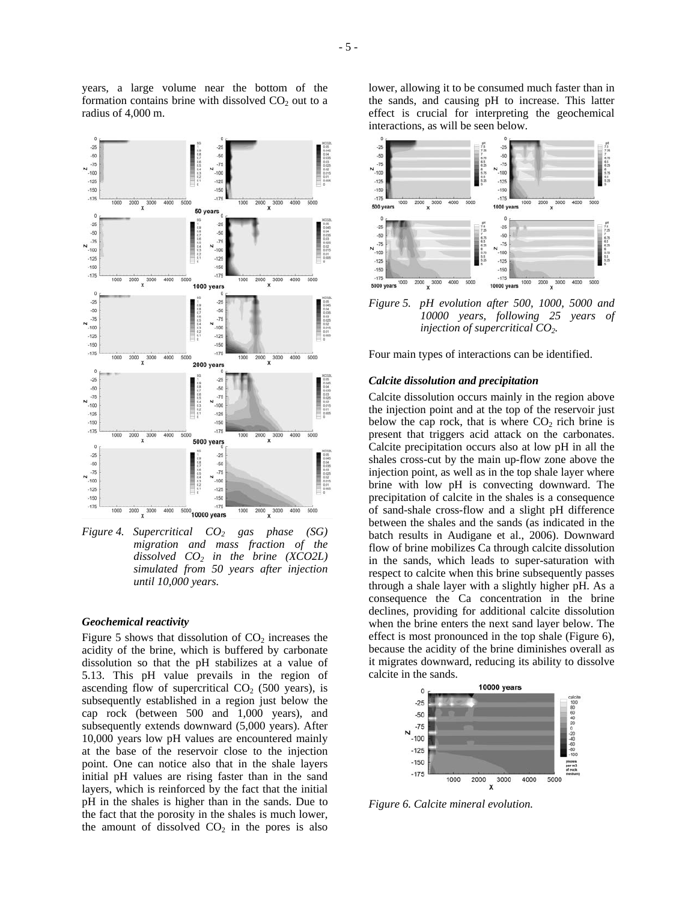years, a large volume near the bottom of the formation contains brine with dissolved $CO_2$ out to a radius of 4,000 m.

*Figure 4. Supercritical $CO_2$ gas phase (SG) migration and mass fraction of the dissolved $CO_2$ in the brine (XCO2L) simulated from 50 years after injection until 10,000 years.*

### Geochemical reactivity

Figure 5 shows that dissolution of $CO_2$ increases the acidity of the brine, which is buffered by carbonate dissolution so that the pH stabilizes at a value of 5.13. This pH value prevails in the region of ascending flow of supercritical $CO_2$ (500 years), is subsequently established in a region just below the cap rock (between 500 and 1,000 years), and subsequently extends downward (5,000 years). After 10,000 years low pH values are encountered mainly at the base of the reservoir close to the injection point. One can notice also that in the shale layers initial pH values are rising faster than in the sand layers, which is reinforced by the fact that the initial pH in the shales is higher than in the sands. Due to the fact that the porosity in the shales is much lower, the amount of dissolved $CO_2$ in the pores is also lower, allowing it to be consumed much faster than in the sands, and causing pH to increase. This latter effect is crucial for interpreting the geochemical interactions, as will be seen below.

*Figure 5. pH evolution after 500, 1000, 5000 and 10000 years, following 25 years of injection of supercritical $CO_2$.*

Four main types of interactions can be identified.

### Calcite dissolution and precipitation

Calcite dissolution occurs mainly in the region above the injection point and at the top of the reservoir just below the cap rock, that is where $CO_2$ rich brine is present that triggers acid attack on the carbonates. Calcite precipitation occurs also at low pH in all the shales cross-cut by the main up-flow zone above the injection point, as well as in the top shale layer where brine with low pH is convecting downward. The precipitation of calcite in the shales is a consequence of sand-shale cross-flow and a slight pH difference between the shales and the sands (as indicated in the batch results in Audigane et al., 2006). Downward flow of brine mobilizes Ca through calcite dissolution in the sands, which leads to super-saturation with respect to calcite when this brine subsequently passes through a shale layer with a slightly higher pH. As a consequence the Ca concentration in the brine declines, providing for additional calcite dissolution when the brine enters the next sand layer below. The effect is most pronounced in the top shale (Figure 6), because the acidity of the brine diminishes overall as it migrates downward, reducing its ability to dissolve calcite in the sands.

*Figure 6. Calcite mineral evolution.*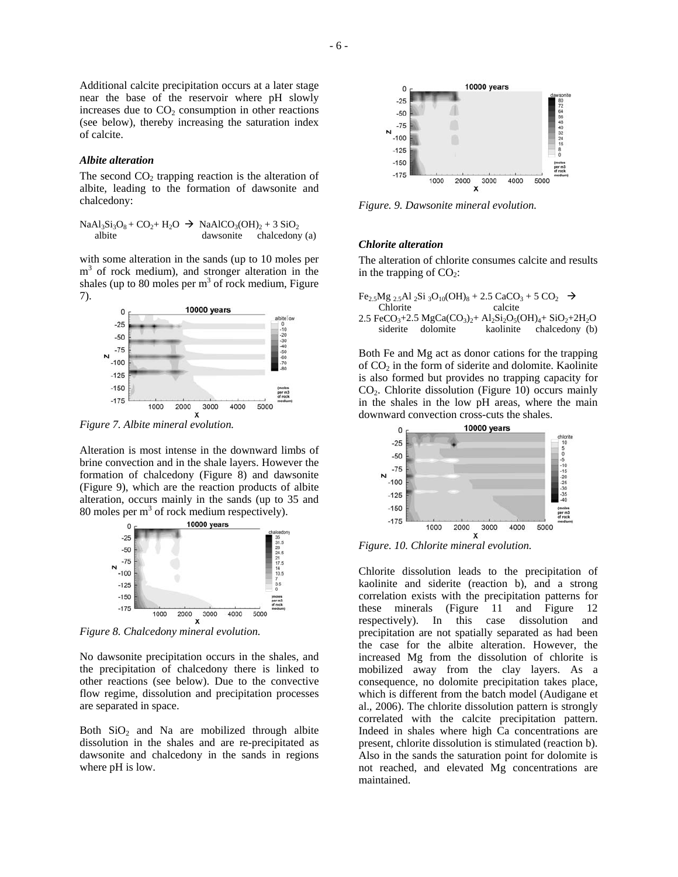Additional calcite precipitation occurs at a later stage near the base of the reservoir where pH slowly increases due to $CO_2$ consumption in other reactions (see below), thereby increasing the saturation index of calcite.

### *Albite alteration*

The second $CO_2$ trapping reaction is the alteration of albite, leading to the formation of dawsonite and chalcedony:

$$\underset{\text{albite}}{NaAl_3Si_3O_8} + CO_2 + H_2O \rightarrow \underset{\text{dawsonite}}{NaAlCO_3(OH)_2} + \underset{\text{chalcedony}}{3\,SiO_2} \quad (a)$$

with some alteration in the sands (up to 10 moles per $m^3$ of rock medium), and stronger alteration in the shales (up to 80 moles per $m^3$ of rock medium, Figure 7).

*Figure 7. Albite mineral evolution.*

Alteration is most intense in the downward limbs of brine convection and in the shale layers. However the formation of chalcedony (Figure 8) and dawsonite (Figure 9), which are the reaction products of albite alteration, occurs mainly in the sands (up to 35 and 80 moles per $m^3$ of rock medium respectively).

*Figure 8. Chalcedony mineral evolution.*

No dawsonite precipitation occurs in the shales, and the precipitation of chalcedony there is linked to other reactions (see below). Due to the convective flow regime, dissolution and precipitation processes are separated in space.

Both $SiO_2$ and Na are mobilized through albite dissolution in the shales and are re-precipitated as dawsonite and chalcedony in the sands in regions where pH is low.

*Figure. 9. Dawsonite mineral evolution.*

### *Chlorite alteration*

The alteration of chlorite consumes calcite and results in the trapping of $CO_2$:

$$\underset{\text{Chlorite}}{Fe_{2.5}Mg_{2.5}Al_2Si_3O_{10}(OH)_8} + \underset{\text{calcite}}{2.5\,CaCO_3} + 5\,CO_2 \rightarrow$$

$$\underset{\text{siderite}}{2.5\,FeCO_3} + \underset{\text{dolomite}}{2.5\,MgCa(CO_3)_2} + \underset{\text{kaolinite}}{Al_2Si_2O_5(OH)_4} + \underset{\text{chalcedony}}{SiO_2} + 2H_2O \quad (b)$$

Both Fe and Mg act as donor cations for the trapping of $CO_2$ in the form of siderite and dolomite. Kaolinite is also formed but provides no trapping capacity for $CO_2$. Chlorite dissolution (Figure 10) occurs mainly in the shales in the low pH areas, where the main downward convection cross-cuts the shales.

*Figure. 10. Chlorite mineral evolution.*

Chlorite dissolution leads to the precipitation of kaolinite and siderite (reaction b), and a strong correlation exists with the precipitation patterns for these minerals (Figure 11 and Figure 12 respectively). In this case dissolution and precipitation are not spatially separated as had been the case for the albite alteration. However, the increased Mg from the dissolution of chlorite is mobilized away from the clay layers. As a consequence, no dolomite precipitation takes place, which is different from the batch model (Audigane et al., 2006). The chlorite dissolution pattern is strongly correlated with the calcite precipitation pattern. Indeed in shales where high Ca concentrations are present, chlorite dissolution is stimulated (reaction b). Also in the sands the saturation point for dolomite is not reached, and elevated Mg concentrations are maintained.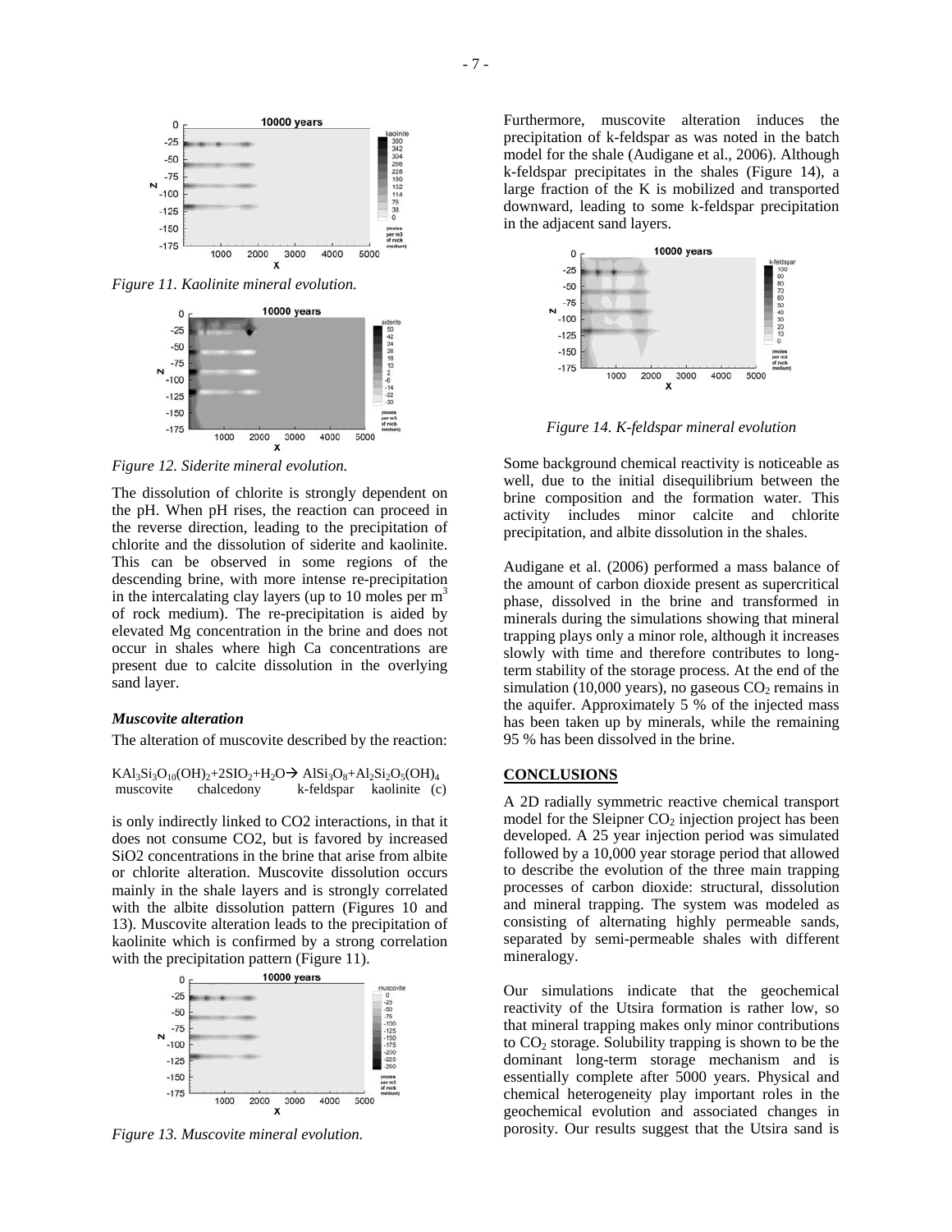Figure 11. Kaolinite mineral evolution.

Figure 12. Siderite mineral evolution.

The dissolution of chlorite is strongly dependent on the pH. When pH rises, the reaction can proceed in the reverse direction, leading to the precipitation of chlorite and the dissolution of siderite and kaolinite. This can be observed in some regions of the descending brine, with more intense re-precipitation in the intercalating clay layers (up to 10 moles per $m^3$ of rock medium). The re-precipitation is aided by elevated Mg concentration in the brine and does not occur in shales where high Ca concentrations are present due to calcite dissolution in the overlying sand layer.

### *Muscovite alteration*

The alteration of muscovite described by the reaction:

$$KAl_3Si_3O_{10}(OH)_2 + 2SIO_2 + H_2O \rightarrow AlSi_3O_8 + Al_2Si_2O_5(OH)_4 \quad (c)$$

muscovite, chalcedony → k-feldspar, kaolinite

is only indirectly linked to CO2 interactions, in that it does not consume CO2, but is favored by increased SiO2 concentrations in the brine that arise from albite or chlorite alteration. Muscovite dissolution occurs mainly in the shale layers and is strongly correlated with the albite dissolution pattern (Figures 10 and 13). Muscovite alteration leads to the precipitation of kaolinite which is confirmed by a strong correlation with the precipitation pattern (Figure 11).

Figure 13. Muscovite mineral evolution.

Furthermore, muscovite alteration induces the precipitation of k-feldspar as was noted in the batch model for the shale (Audigane et al., 2006). Although k-feldspar precipitates in the shales (Figure 14), a large fraction of the K is mobilized and transported downward, leading to some k-feldspar precipitation in the adjacent sand layers.

*Figure 14. K-feldspar mineral evolution*

Some background chemical reactivity is noticeable as well, due to the initial disequilibrium between the brine composition and the formation water. This activity includes minor calcite and chlorite precipitation, and albite dissolution in the shales.

Audigane et al. (2006) performed a mass balance of the amount of carbon dioxide present as supercritical phase, dissolved in the brine and transformed in minerals during the simulations showing that mineral trapping plays only a minor role, although it increases slowly with time and therefore contributes to long-term stability of the storage process. At the end of the simulation (10,000 years), no gaseous $CO_2$ remains in the aquifer. Approximately 5 % of the injected mass has been taken up by minerals, while the remaining 95 % has been dissolved in the brine.

## **CONCLUSIONS**

A 2D radially symmetric reactive chemical transport model for the Sleipner $CO_2$ injection project has been developed. A 25 year injection period was simulated followed by a 10,000 year storage period that allowed to describe the evolution of the three main trapping processes of carbon dioxide: structural, dissolution and mineral trapping. The system was modeled as consisting of alternating highly permeable sands, separated by semi-permeable shales with different mineralogy.

Our simulations indicate that the geochemical reactivity of the Utsira formation is rather low, so that mineral trapping makes only minor contributions to $CO_2$ storage. Solubility trapping is shown to be the dominant long-term storage mechanism and is essentially complete after 5000 years. Physical and chemical heterogeneity play important roles in the geochemical evolution and associated changes in porosity. Our results suggest that the Utsira sand is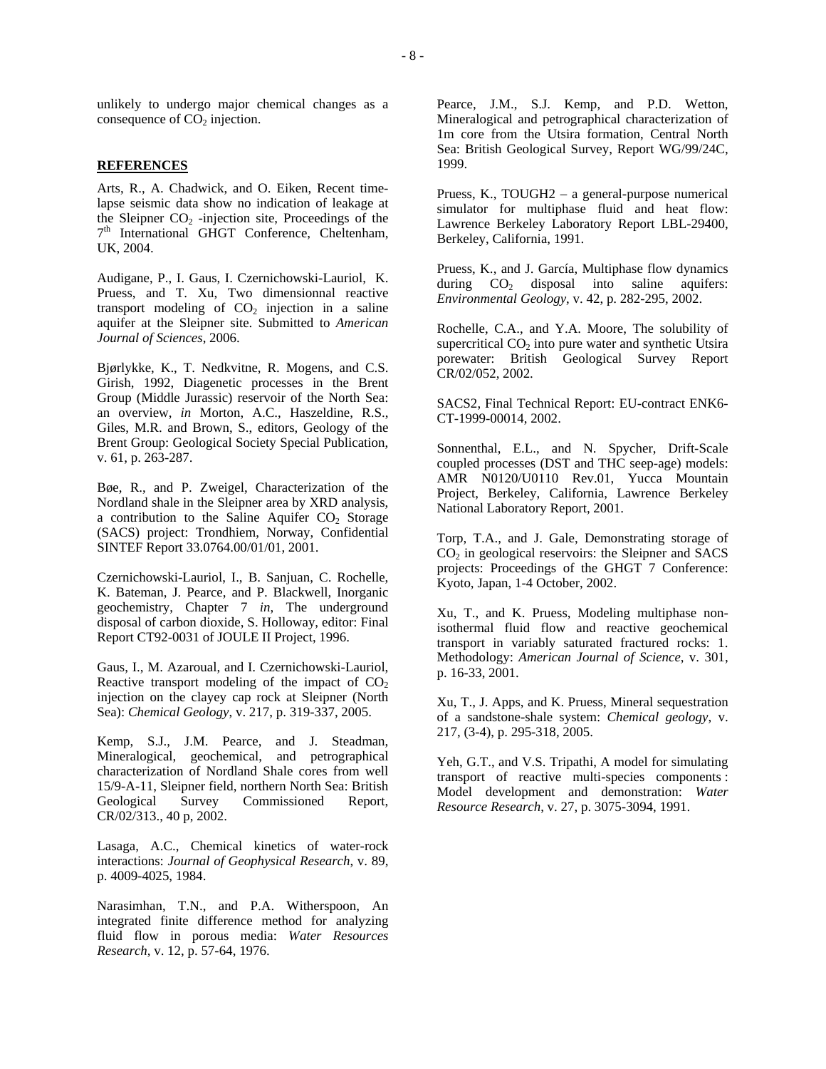unlikely to undergo major chemical changes as a consequence of $CO_2$ injection.

## REFERENCES

Arts, R., A. Chadwick, and O. Eiken, Recent time-lapse seismic data show no indication of leakage at the Sleipner $CO_2$ -injection site, Proceedings of the 7th International GHGT Conference, Cheltenham, UK, 2004.

Audigane, P., I. Gaus, I. Czernichowski-Lauriol, K. Pruess, and T. Xu, Two dimensionnal reactive transport modeling of $CO_2$ injection in a saline aquifer at the Sleipner site. Submitted to *American Journal of Sciences*, 2006.

Bjørlykke, K., T. Nedkvitne, R. Mogens, and C.S. Girish, 1992, Diagenetic processes in the Brent Group (Middle Jurassic) reservoir of the North Sea: an overview, *in* Morton, A.C., Haszeldine, R.S., Giles, M.R. and Brown, S., editors, Geology of the Brent Group: Geological Society Special Publication, v. 61, p. 263-287.

Bøe, R., and P. Zweigel, Characterization of the Nordland shale in the Sleipner area by XRD analysis, a contribution to the Saline Aquifer $CO_2$ Storage (SACS) project: Trondhiem, Norway, Confidential SINTEF Report 33.0764.00/01/01, 2001.

Czernichowski-Lauriol, I., B. Sanjuan, C. Rochelle, K. Bateman, J. Pearce, and P. Blackwell, Inorganic geochemistry, Chapter 7 *in*, The underground disposal of carbon dioxide, S. Holloway, editor: Final Report CT92-0031 of JOULE II Project, 1996.

Gaus, I., M. Azaroual, and I. Czernichowski-Lauriol, Reactive transport modeling of the impact of $CO_2$ injection on the clayey cap rock at Sleipner (North Sea): *Chemical Geology*, v. 217, p. 319-337, 2005.

Kemp, S.J., J.M. Pearce, and J. Steadman, Mineralogical, geochemical, and petrographical characterization of Nordland Shale cores from well 15/9-A-11, Sleipner field, northern North Sea: British Geological Survey Commissioned Report, CR/02/313., 40 p, 2002.

Lasaga, A.C., Chemical kinetics of water-rock interactions: *Journal of Geophysical Research*, v. 89, p. 4009-4025, 1984.

Narasimhan, T.N., and P.A. Witherspoon, An integrated finite difference method for analyzing fluid flow in porous media: *Water Resources Research*, v. 12, p. 57-64, 1976.

Pearce, J.M., S.J. Kemp, and P.D. Wetton, Mineralogical and petrographical characterization of 1m core from the Utsira formation, Central North Sea: British Geological Survey, Report WG/99/24C, 1999.

Pruess, K., TOUGH2 – a general-purpose numerical simulator for multiphase fluid and heat flow: Lawrence Berkeley Laboratory Report LBL-29400, Berkeley, California, 1991.

Pruess, K., and J. García, Multiphase flow dynamics during $CO_2$ disposal into saline aquifers: *Environmental Geology*, v. 42, p. 282-295, 2002.

Rochelle, C.A., and Y.A. Moore, The solubility of supercritical $CO_2$ into pure water and synthetic Utsira porewater: British Geological Survey Report CR/02/052, 2002.

SACS2, Final Technical Report: EU-contract ENK6-CT-1999-00014, 2002.

Sonnenthal, E.L., and N. Spycher, Drift-Scale coupled processes (DST and THC seep-age) models: AMR N0120/U0110 Rev.01, Yucca Mountain Project, Berkeley, California, Lawrence Berkeley National Laboratory Report, 2001.

Torp, T.A., and J. Gale, Demonstrating storage of $CO_2$ in geological reservoirs: the Sleipner and SACS projects: Proceedings of the GHGT 7 Conference: Kyoto, Japan, 1-4 October, 2002.

Xu, T., and K. Pruess, Modeling multiphase non-isothermal fluid flow and reactive geochemical transport in variably saturated fractured rocks: 1. Methodology: *American Journal of Science*, v. 301, p. 16-33, 2001.

Xu, T., J. Apps, and K. Pruess, Mineral sequestration of a sandstone-shale system: *Chemical geology*, v. 217, (3-4), p. 295-318, 2005.

Yeh, G.T., and V.S. Tripathi, A model for simulating transport of reactive multi-species components : Model development and demonstration: *Water Resource Research*, v. 27, p. 3075-3094, 1991.